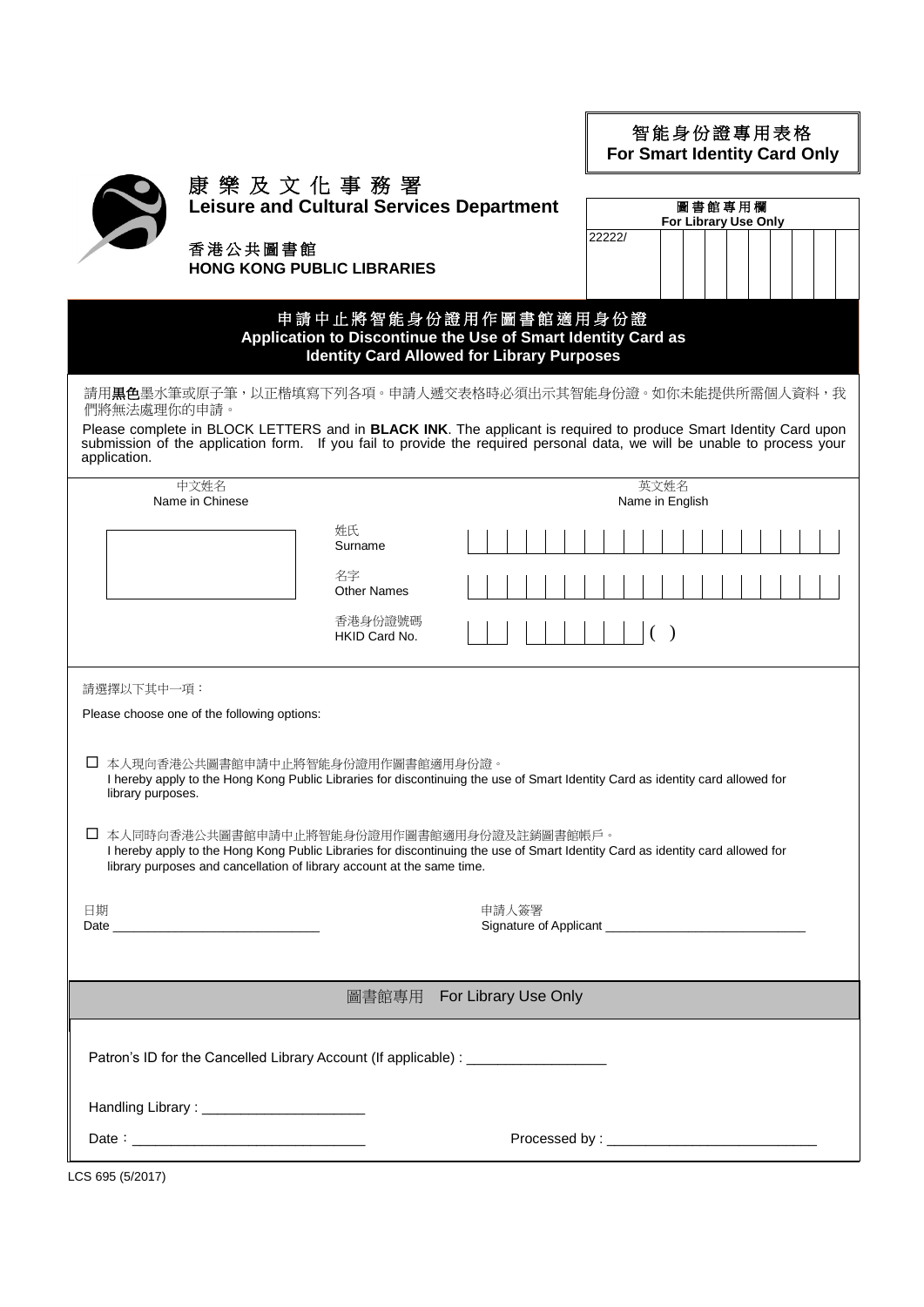**智能身份證專用表格**
**For Smart Identity Card Only**

# 康樂及文化事務署
## Leisure and Cultural Services Department

### 香港公共圖書館
### HONG KONG PUBLIC LIBRARIES

| 圖書館專用欄 For Library Use Only |
|---|
| 22222/ |

## 申請中止將智能身份證用作圖書館適用身份證
## Application to Discontinue the Use of Smart Identity Card as Identity Card Allowed for Library Purposes

請用**黑色**墨水筆或原子筆，以正楷填寫下列各項。申請人遞交表格時必須出示其智能身份證。如你未能提供所需個人資料，我們將無法處理你的申請。

Please complete in BLOCK LETTERS and in **BLACK INK**. The applicant is required to produce Smart Identity Card upon submission of the application form. If you fail to provide the required personal data, we will be unable to process your application.

| 中文姓名 Name in Chinese | | 英文姓名 Name in English |
|---|---|---|
| | 姓氏 Surname | |
| | 名字 Other Names | |
| | 香港身份證號碼 HKID Card No. | ( ) |

請選擇以下其中一項：

Please choose one of the following options:

☐ 本人現向香港公共圖書館申請中止將智能身份證用作圖書館適用身份證。
I hereby apply to the Hong Kong Public Libraries for discontinuing the use of Smart Identity Card as identity card allowed for library purposes.

☐ 本人同時向香港公共圖書館申請中止將智能身份證用作圖書館適用身份證及註銷圖書館帳戶。
I hereby apply to the Hong Kong Public Libraries for discontinuing the use of Smart Identity Card as identity card allowed for library purposes and cancellation of library account at the same time.

日期
Date ____________________________

申請人簽署
Signature of Applicant ____________________________

## 圖書館專用 For Library Use Only

Patron's ID for the Cancelled Library Account (If applicable) : __________________

Handling Library : ____________________

Date：____________________________

Processed by : ____________________________

LCS 695 (5/2017)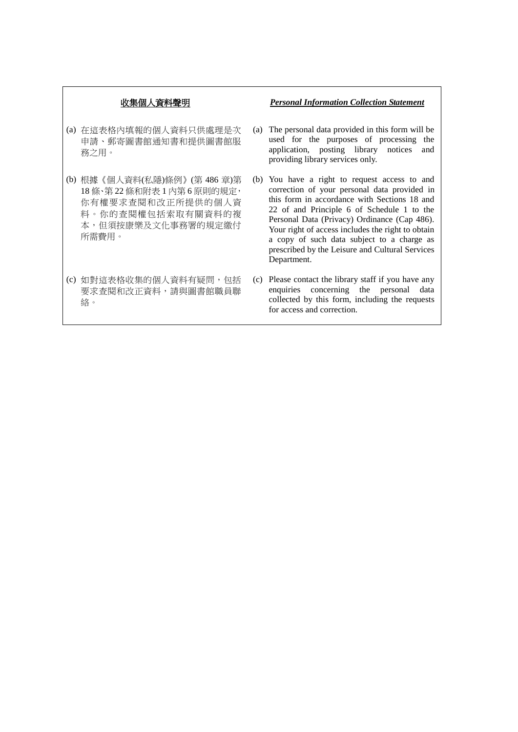**<u>收集個人資料聲明</u>**

(a) 在這表格內填報的個人資料只供處理是次申請、郵寄圖書館通知書和提供圖書館服務之用。

(b) 根據《個人資料(私隱)條例》(第 486 章)第 18 條、第 22 條和附表 1 內第 6 原則的規定，你有權要求查閱和改正所提供的個人資料。你的查閱權包括索取有關資料的複本，但須按康樂及文化事務署的規定繳付所需費用。

(c) 如對這表格收集的個人資料有疑問，包括要求查閱和改正資料，請與圖書館職員聯絡。

***<u>Personal Information Collection Statement</u>***

(a) The personal data provided in this form will be used for the purposes of processing the application, posting library notices and providing library services only.

(b) You have a right to request access to and correction of your personal data provided in this form in accordance with Sections 18 and 22 of and Principle 6 of Schedule 1 to the Personal Data (Privacy) Ordinance (Cap 486). Your right of access includes the right to obtain a copy of such data subject to a charge as prescribed by the Leisure and Cultural Services Department.

(c) Please contact the library staff if you have any enquiries concerning the personal data collected by this form, including the requests for access and correction.